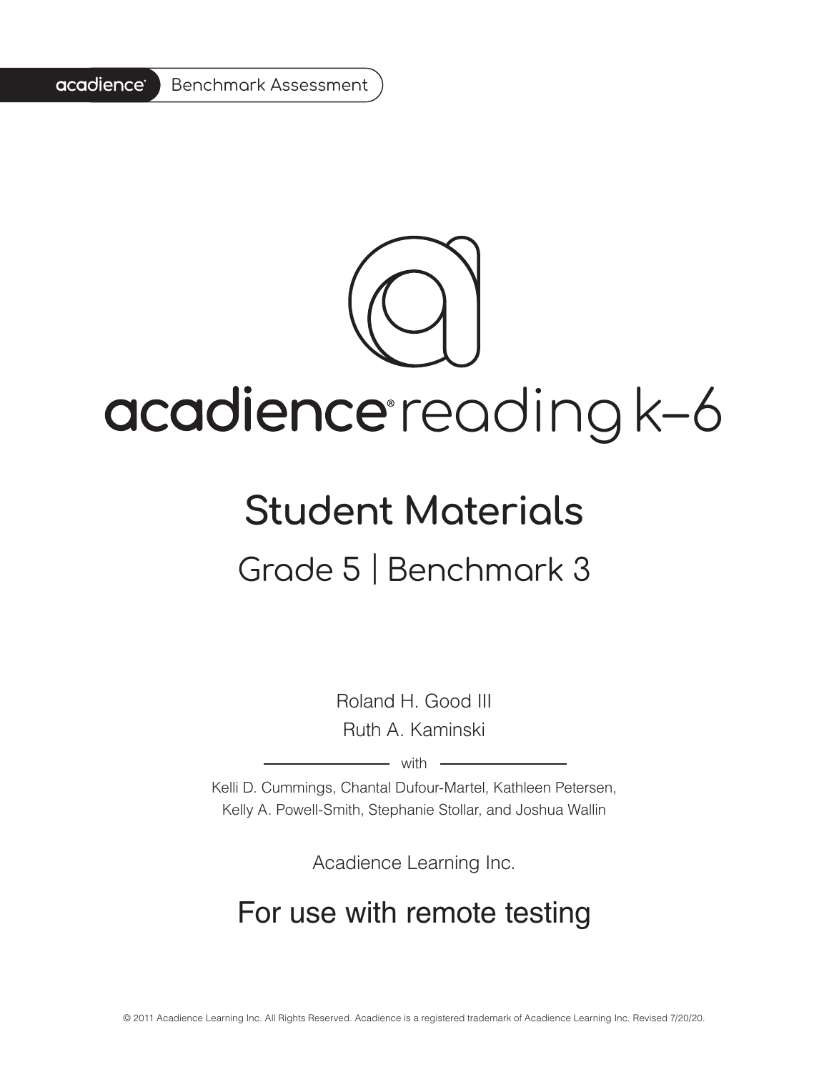acadience® Benchmark Assessment

# acadience® reading k–6

## Student Materials

### Grade 5 | Benchmark 3

Roland H. Good III
Ruth A. Kaminski

with

Kelli D. Cummings, Chantal Dufour-Martel, Kathleen Petersen,
Kelly A. Powell-Smith, Stephanie Stollar, and Joshua Wallin

Acadience Learning Inc.

## For use with remote testing

© 2011 Acadience Learning Inc. All Rights Reserved. Acadience is a registered trademark of Acadience Learning Inc. Revised 7/20/20.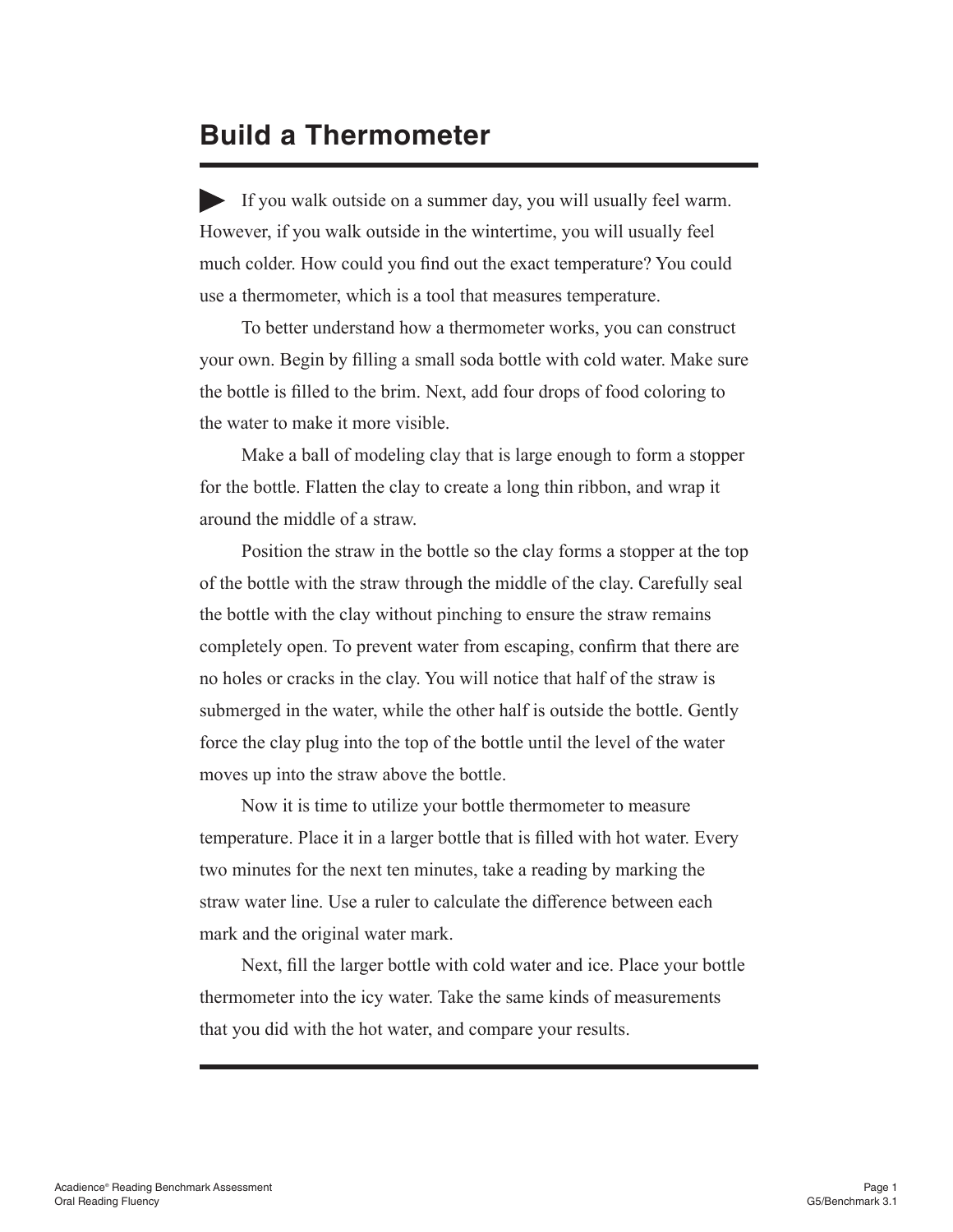# Build a Thermometer

If you walk outside on a summer day, you will usually feel warm. However, if you walk outside in the wintertime, you will usually feel much colder. How could you find out the exact temperature? You could use a thermometer, which is a tool that measures temperature.

To better understand how a thermometer works, you can construct your own. Begin by filling a small soda bottle with cold water. Make sure the bottle is filled to the brim. Next, add four drops of food coloring to the water to make it more visible.

Make a ball of modeling clay that is large enough to form a stopper for the bottle. Flatten the clay to create a long thin ribbon, and wrap it around the middle of a straw.

Position the straw in the bottle so the clay forms a stopper at the top of the bottle with the straw through the middle of the clay. Carefully seal the bottle with the clay without pinching to ensure the straw remains completely open. To prevent water from escaping, confirm that there are no holes or cracks in the clay. You will notice that half of the straw is submerged in the water, while the other half is outside the bottle. Gently force the clay plug into the top of the bottle until the level of the water moves up into the straw above the bottle.

Now it is time to utilize your bottle thermometer to measure temperature. Place it in a larger bottle that is filled with hot water. Every two minutes for the next ten minutes, take a reading by marking the straw water line. Use a ruler to calculate the difference between each mark and the original water mark.

Next, fill the larger bottle with cold water and ice. Place your bottle thermometer into the icy water. Take the same kinds of measurements that you did with the hot water, and compare your results.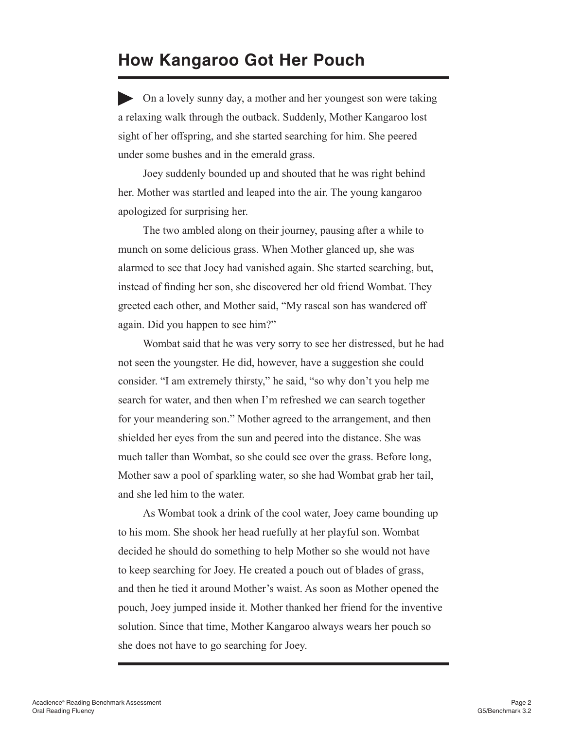# How Kangaroo Got Her Pouch

On a lovely sunny day, a mother and her youngest son were taking a relaxing walk through the outback. Suddenly, Mother Kangaroo lost sight of her offspring, and she started searching for him. She peered under some bushes and in the emerald grass.

Joey suddenly bounded up and shouted that he was right behind her. Mother was startled and leaped into the air. The young kangaroo apologized for surprising her.

The two ambled along on their journey, pausing after a while to munch on some delicious grass. When Mother glanced up, she was alarmed to see that Joey had vanished again. She started searching, but, instead of finding her son, she discovered her old friend Wombat. They greeted each other, and Mother said, "My rascal son has wandered off again. Did you happen to see him?"

Wombat said that he was very sorry to see her distressed, but he had not seen the youngster. He did, however, have a suggestion she could consider. "I am extremely thirsty," he said, "so why don't you help me search for water, and then when I'm refreshed we can search together for your meandering son." Mother agreed to the arrangement, and then shielded her eyes from the sun and peered into the distance. She was much taller than Wombat, so she could see over the grass. Before long, Mother saw a pool of sparkling water, so she had Wombat grab her tail, and she led him to the water.

As Wombat took a drink of the cool water, Joey came bounding up to his mom. She shook her head ruefully at her playful son. Wombat decided he should do something to help Mother so she would not have to keep searching for Joey. He created a pouch out of blades of grass, and then he tied it around Mother's waist. As soon as Mother opened the pouch, Joey jumped inside it. Mother thanked her friend for the inventive solution. Since that time, Mother Kangaroo always wears her pouch so she does not have to go searching for Joey.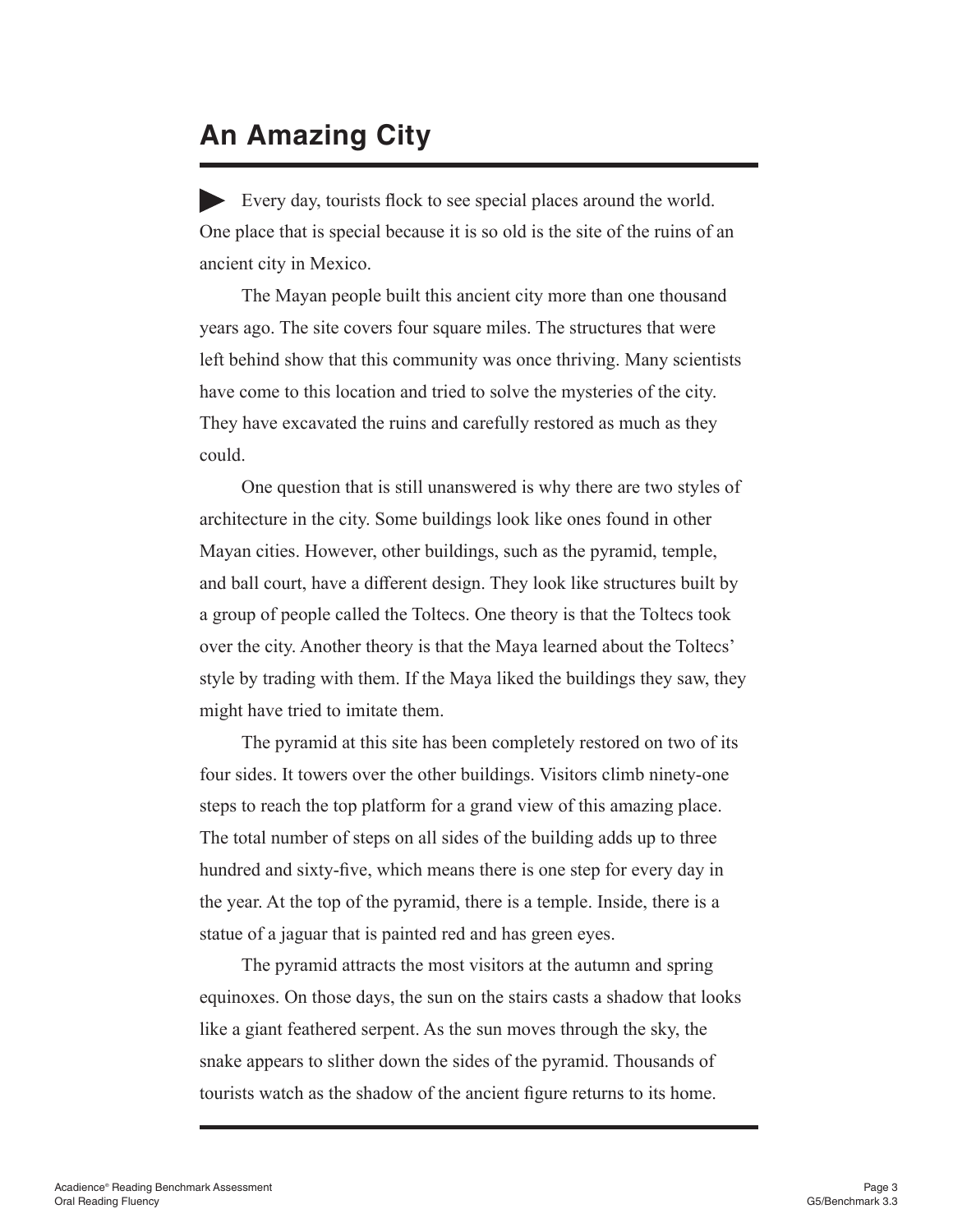# An Amazing City

Every day, tourists flock to see special places around the world. One place that is special because it is so old is the site of the ruins of an ancient city in Mexico.

The Mayan people built this ancient city more than one thousand years ago. The site covers four square miles. The structures that were left behind show that this community was once thriving. Many scientists have come to this location and tried to solve the mysteries of the city. They have excavated the ruins and carefully restored as much as they could.

One question that is still unanswered is why there are two styles of architecture in the city. Some buildings look like ones found in other Mayan cities. However, other buildings, such as the pyramid, temple, and ball court, have a different design. They look like structures built by a group of people called the Toltecs. One theory is that the Toltecs took over the city. Another theory is that the Maya learned about the Toltecs' style by trading with them. If the Maya liked the buildings they saw, they might have tried to imitate them.

The pyramid at this site has been completely restored on two of its four sides. It towers over the other buildings. Visitors climb ninety-one steps to reach the top platform for a grand view of this amazing place. The total number of steps on all sides of the building adds up to three hundred and sixty-five, which means there is one step for every day in the year. At the top of the pyramid, there is a temple. Inside, there is a statue of a jaguar that is painted red and has green eyes.

The pyramid attracts the most visitors at the autumn and spring equinoxes. On those days, the sun on the stairs casts a shadow that looks like a giant feathered serpent. As the sun moves through the sky, the snake appears to slither down the sides of the pyramid. Thousands of tourists watch as the shadow of the ancient figure returns to its home.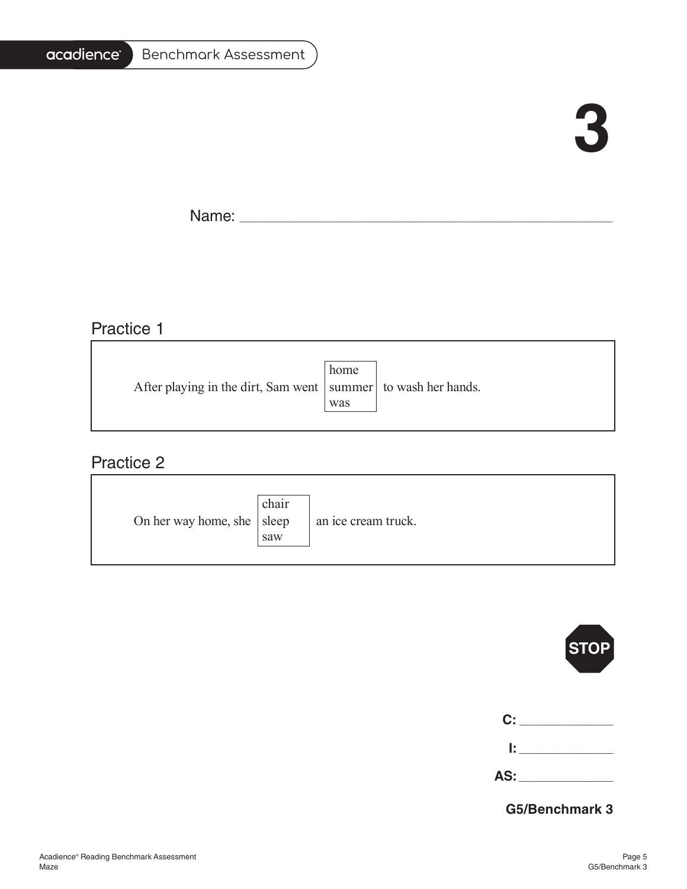# 3

Name: ____________________________________________

## Practice 1

After playing in the dirt, Sam went [home / summer / was] to wash her hands.

## Practice 2

On her way home, she [chair / sleep / saw] an ice cream truck.

STOP

C: ______________

I: ______________

AS: ______________

**G5/Benchmark 3**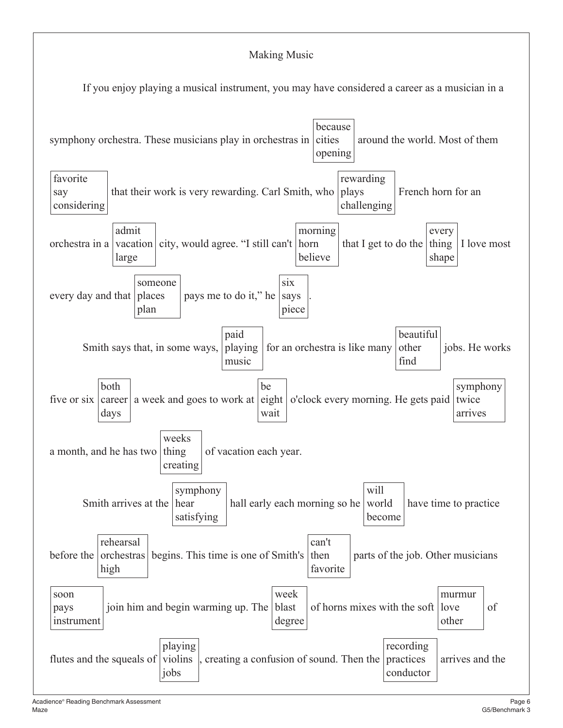Making Music

If you enjoy playing a musical instrument, you may have considered a career as a musician in a symphony orchestra. These musicians play in orchestras in [because / cities / opening] around the world. Most of them [favorite / say / considering] that their work is very rewarding. Carl Smith, who [rewarding / plays / challenging] French horn for an orchestra in a [admit / vacation / large] city, would agree. "I still can't [morning / horn / believe] that I get to do the [every / thing / shape] I love most every day and that [someone / places / plan] pays me to do it," he [six / says / piece].

Smith says that, in some ways, [paid / playing / music] for an orchestra is like many [beautiful / other / find] jobs. He works five or six [both / career / days] a week and goes to work at [be / eight / wait] o'clock every morning. He gets paid [symphony / twice / arrives] a month, and he has two [weeks / thing / creating] of vacation each year.

Smith arrives at the [symphony / hear / satisfying] hall early each morning so he [will / world / become] have time to practice before the [rehearsal / orchestras / high] begins. This time is one of Smith's [can't / then / favorite] parts of the job. Other musicians [soon / pays / instrument] join him and begin warming up. The [week / blast / degree] of horns mixes with the soft [murmur / love / other] of flutes and the squeals of [playing / violins / jobs], creating a confusion of sound. Then the [recording / practices / conductor] arrives and the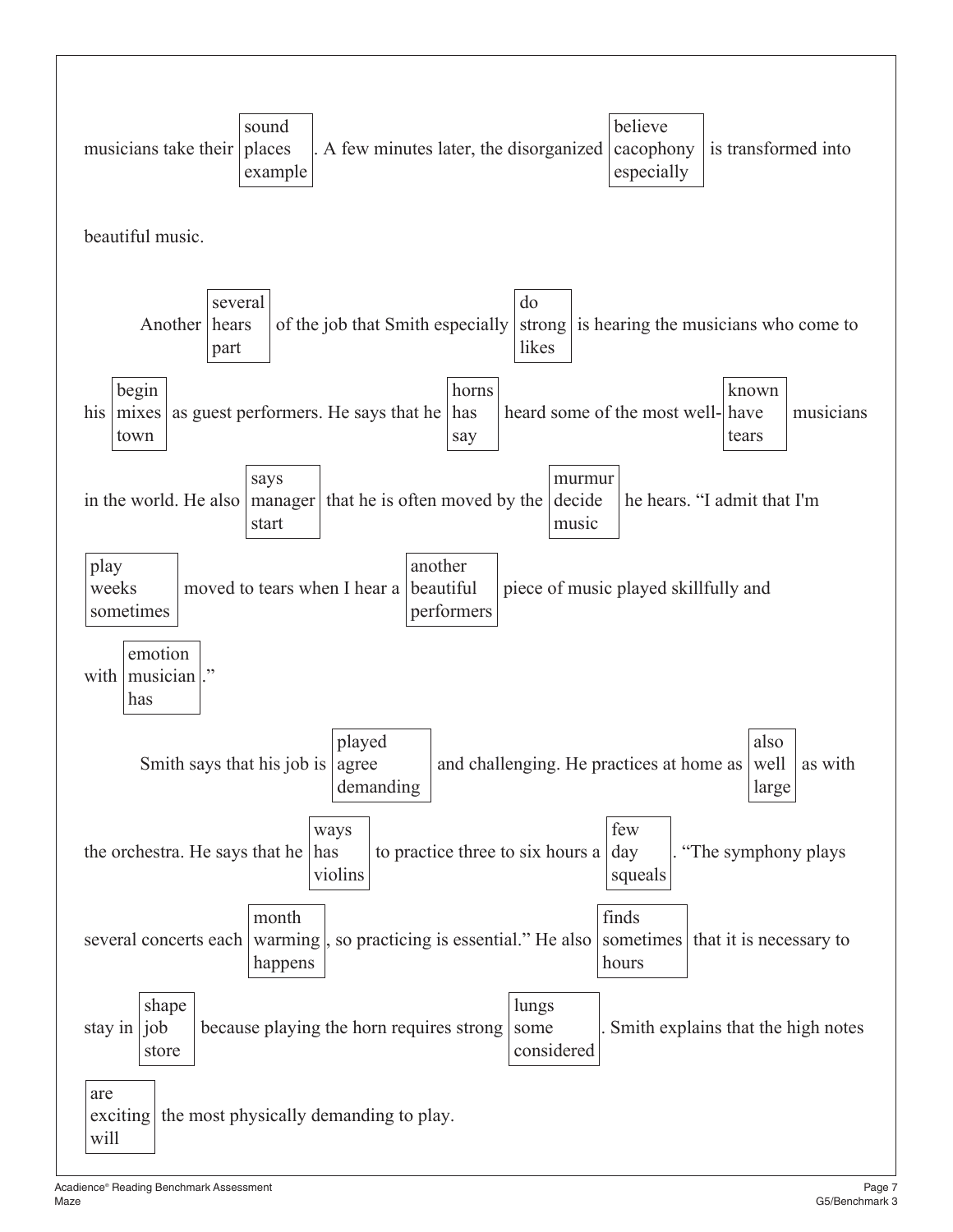musicians take their [sound / places / example]. A few minutes later, the disorganized [believe / cacophony / especially] is transformed into beautiful music.

Another [several / hears / part] of the job that Smith especially [do / strong / likes] is hearing the musicians who come to his [begin / mixes / town] as guest performers. He says that he [horns / has / say] heard some of the most well-[known / have / tears] musicians in the world. He also [says / manager / start] that he is often moved by the [murmur / decide / music] he hears. "I admit that I'm [play / weeks / sometimes] moved to tears when I hear a [another / beautiful / performers] piece of music played skillfully and with [emotion / musician / has]."

Smith says that his job is [played / agree / demanding] and challenging. He practices at home as [also / well / large] as with the orchestra. He says that he [ways / has / violins] to practice three to six hours a [few / day / squeals]. "The symphony plays several concerts each [month / warming / happens], so practicing is essential." He also [finds / sometimes / hours] that it is necessary to stay in [shape / job / store] because playing the horn requires strong [lungs / some / considered]. Smith explains that the high notes [are / exciting / will] the most physically demanding to play.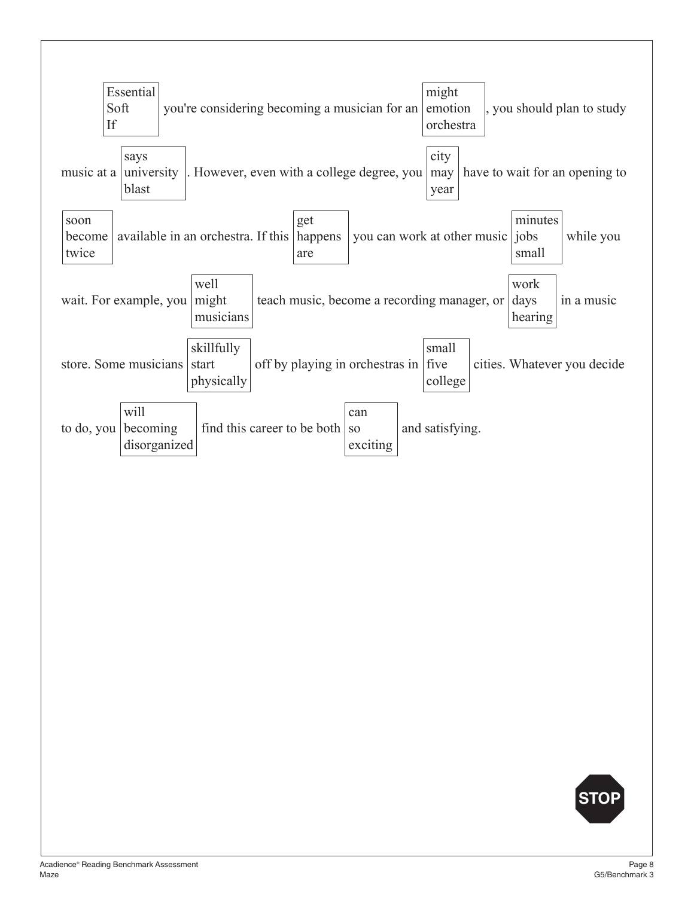[Essential / Soft / If] you're considering becoming a musician for an [might / emotion / orchestra], you should plan to study music at a [says / university / blast]. However, even with a college degree, you [city / may / year] have to wait for an opening to [soon / become / twice] available in an orchestra. If this [get / happens / are] you can work at other music [minutes / jobs / small] while you wait. For example, you [well / might / musicians] teach music, become a recording manager, or [work / days / hearing] in a music store. Some musicians [skillfully / start / physically] off by playing in orchestras in [small / five / college] cities. Whatever you decide to do, you [will / becoming / disorganized] find this career to be both [can / so / exciting] and satisfying.

STOP